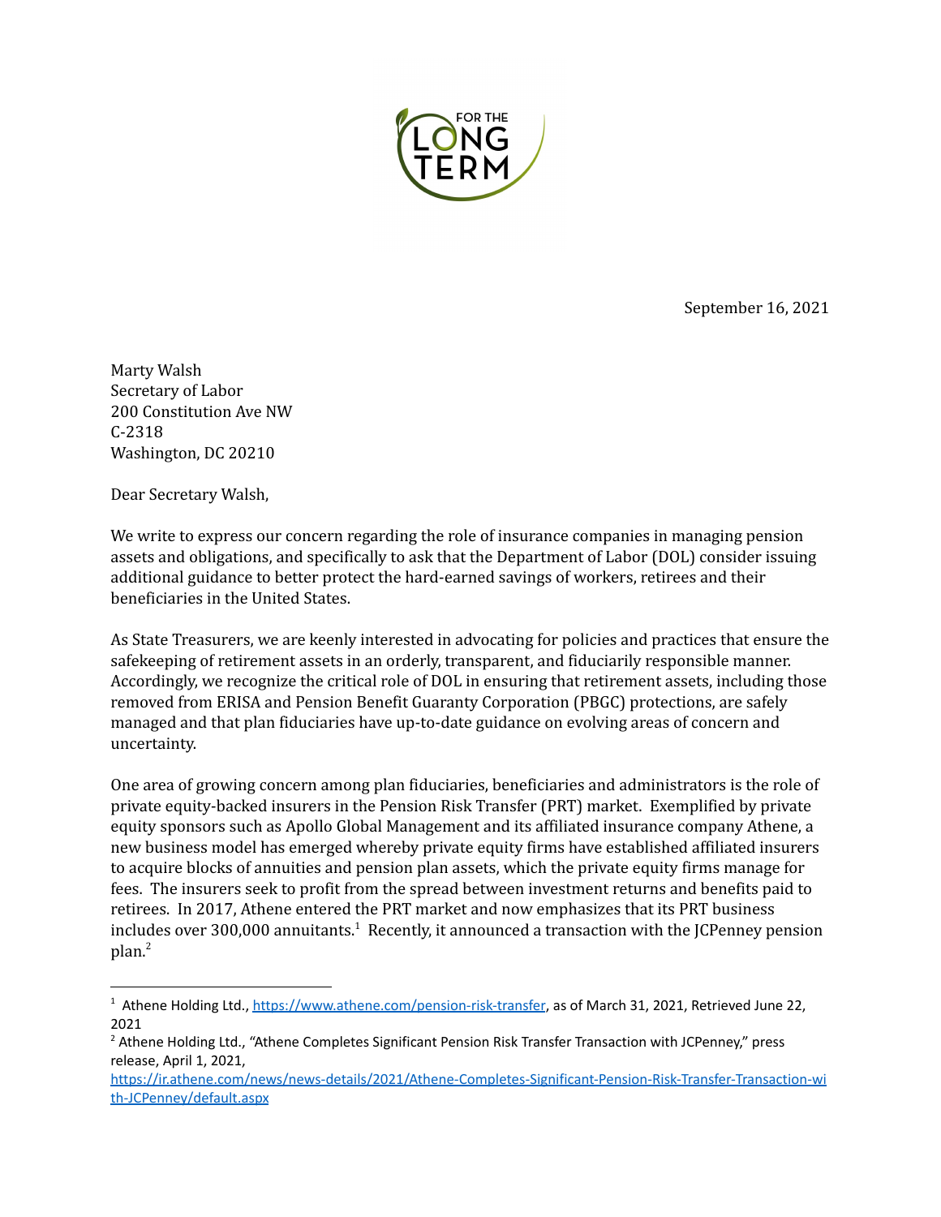September 16, 2021

Marty Walsh
Secretary of Labor
200 Constitution Ave NW
C-2318
Washington, DC 20210

Dear Secretary Walsh,

We write to express our concern regarding the role of insurance companies in managing pension assets and obligations, and specifically to ask that the Department of Labor (DOL) consider issuing additional guidance to better protect the hard-earned savings of workers, retirees and their beneficiaries in the United States.

As State Treasurers, we are keenly interested in advocating for policies and practices that ensure the safekeeping of retirement assets in an orderly, transparent, and fiduciarily responsible manner. Accordingly, we recognize the critical role of DOL in ensuring that retirement assets, including those removed from ERISA and Pension Benefit Guaranty Corporation (PBGC) protections, are safely managed and that plan fiduciaries have up-to-date guidance on evolving areas of concern and uncertainty.

One area of growing concern among plan fiduciaries, beneficiaries and administrators is the role of private equity-backed insurers in the Pension Risk Transfer (PRT) market. Exemplified by private equity sponsors such as Apollo Global Management and its affiliated insurance company Athene, a new business model has emerged whereby private equity firms have established affiliated insurers to acquire blocks of annuities and pension plan assets, which the private equity firms manage for fees. The insurers seek to profit from the spread between investment returns and benefits paid to retirees. In 2017, Athene entered the PRT market and now emphasizes that its PRT business includes over 300,000 annuitants.[1] Recently, it announced a transaction with the JCPenney pension plan.[2]

---

[1] Athene Holding Ltd., https://www.athene.com/pension-risk-transfer, as of March 31, 2021, Retrieved June 22, 2021

[2] Athene Holding Ltd., "Athene Completes Significant Pension Risk Transfer Transaction with JCPenney," press release, April 1, 2021, https://ir.athene.com/news/news-details/2021/Athene-Completes-Significant-Pension-Risk-Transfer-Transaction-with-JCPenney/default.aspx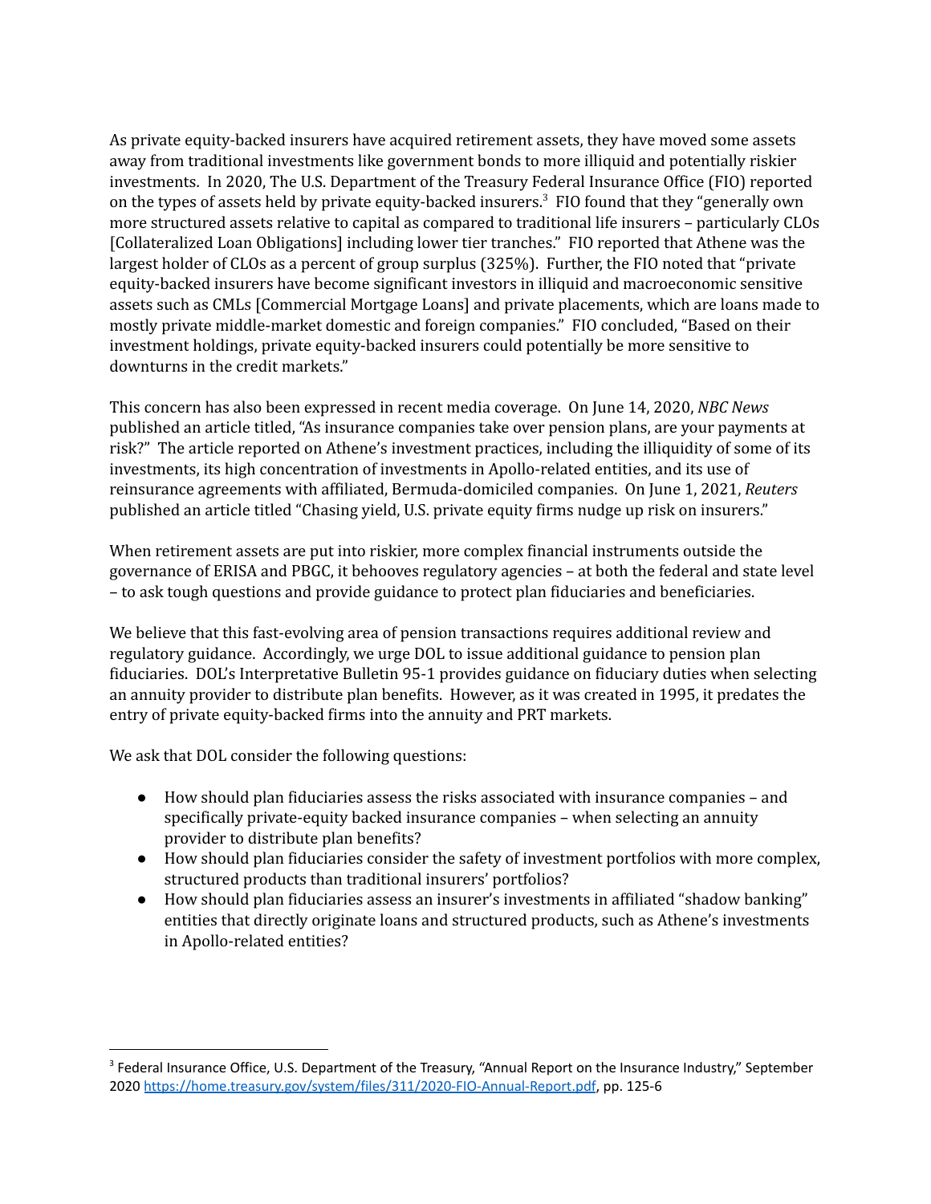As private equity-backed insurers have acquired retirement assets, they have moved some assets away from traditional investments like government bonds to more illiquid and potentially riskier investments. In 2020, The U.S. Department of the Treasury Federal Insurance Office (FIO) reported on the types of assets held by private equity-backed insurers.[3] FIO found that they "generally own more structured assets relative to capital as compared to traditional life insurers – particularly CLOs [Collateralized Loan Obligations] including lower tier tranches." FIO reported that Athene was the largest holder of CLOs as a percent of group surplus (325%). Further, the FIO noted that "private equity-backed insurers have become significant investors in illiquid and macroeconomic sensitive assets such as CMLs [Commercial Mortgage Loans] and private placements, which are loans made to mostly private middle-market domestic and foreign companies." FIO concluded, "Based on their investment holdings, private equity-backed insurers could potentially be more sensitive to downturns in the credit markets."

This concern has also been expressed in recent media coverage. On June 14, 2020, *NBC News* published an article titled, "As insurance companies take over pension plans, are your payments at risk?" The article reported on Athene's investment practices, including the illiquidity of some of its investments, its high concentration of investments in Apollo-related entities, and its use of reinsurance agreements with affiliated, Bermuda-domiciled companies. On June 1, 2021, *Reuters* published an article titled "Chasing yield, U.S. private equity firms nudge up risk on insurers."

When retirement assets are put into riskier, more complex financial instruments outside the governance of ERISA and PBGC, it behooves regulatory agencies – at both the federal and state level – to ask tough questions and provide guidance to protect plan fiduciaries and beneficiaries.

We believe that this fast-evolving area of pension transactions requires additional review and regulatory guidance. Accordingly, we urge DOL to issue additional guidance to pension plan fiduciaries. DOL's Interpretative Bulletin 95-1 provides guidance on fiduciary duties when selecting an annuity provider to distribute plan benefits. However, as it was created in 1995, it predates the entry of private equity-backed firms into the annuity and PRT markets.

We ask that DOL consider the following questions:

- How should plan fiduciaries assess the risks associated with insurance companies – and specifically private-equity backed insurance companies – when selecting an annuity provider to distribute plan benefits?
- How should plan fiduciaries consider the safety of investment portfolios with more complex, structured products than traditional insurers' portfolios?
- How should plan fiduciaries assess an insurer's investments in affiliated "shadow banking" entities that directly originate loans and structured products, such as Athene's investments in Apollo-related entities?

---

[3] Federal Insurance Office, U.S. Department of the Treasury, "Annual Report on the Insurance Industry," September 2020 https://home.treasury.gov/system/files/311/2020-FIO-Annual-Report.pdf, pp. 125-6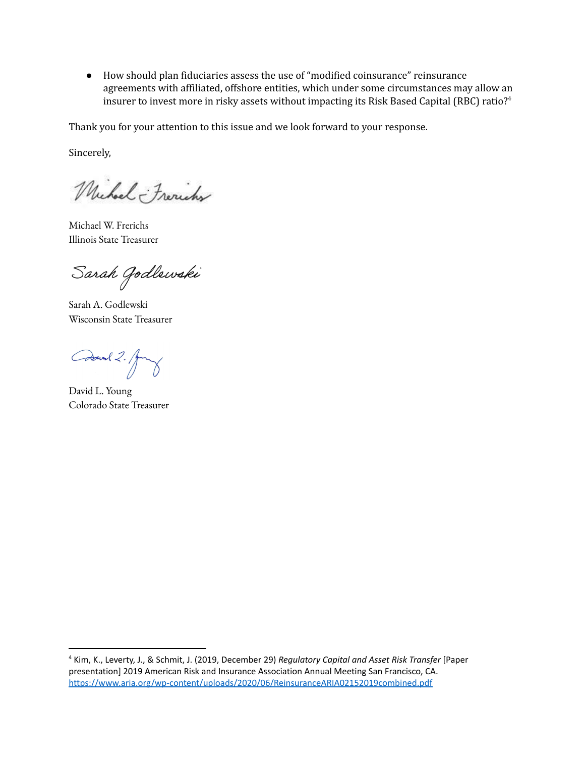- How should plan fiduciaries assess the use of "modified coinsurance" reinsurance agreements with affiliated, offshore entities, which under some circumstances may allow an insurer to invest more in risky assets without impacting its Risk Based Capital (RBC) ratio?[4]

Thank you for your attention to this issue and we look forward to your response.

Sincerely,

Michael W. Frerichs
Illinois State Treasurer

Sarah A. Godlewski
Wisconsin State Treasurer

David L. Young
Colorado State Treasurer

---

[4] Kim, K., Leverty, J., & Schmit, J. (2019, December 29) *Regulatory Capital and Asset Risk Transfer* [Paper presentation] 2019 American Risk and Insurance Association Annual Meeting San Francisco, CA. https://www.aria.org/wp-content/uploads/2020/06/ReinsuranceARIA02152019combined.pdf